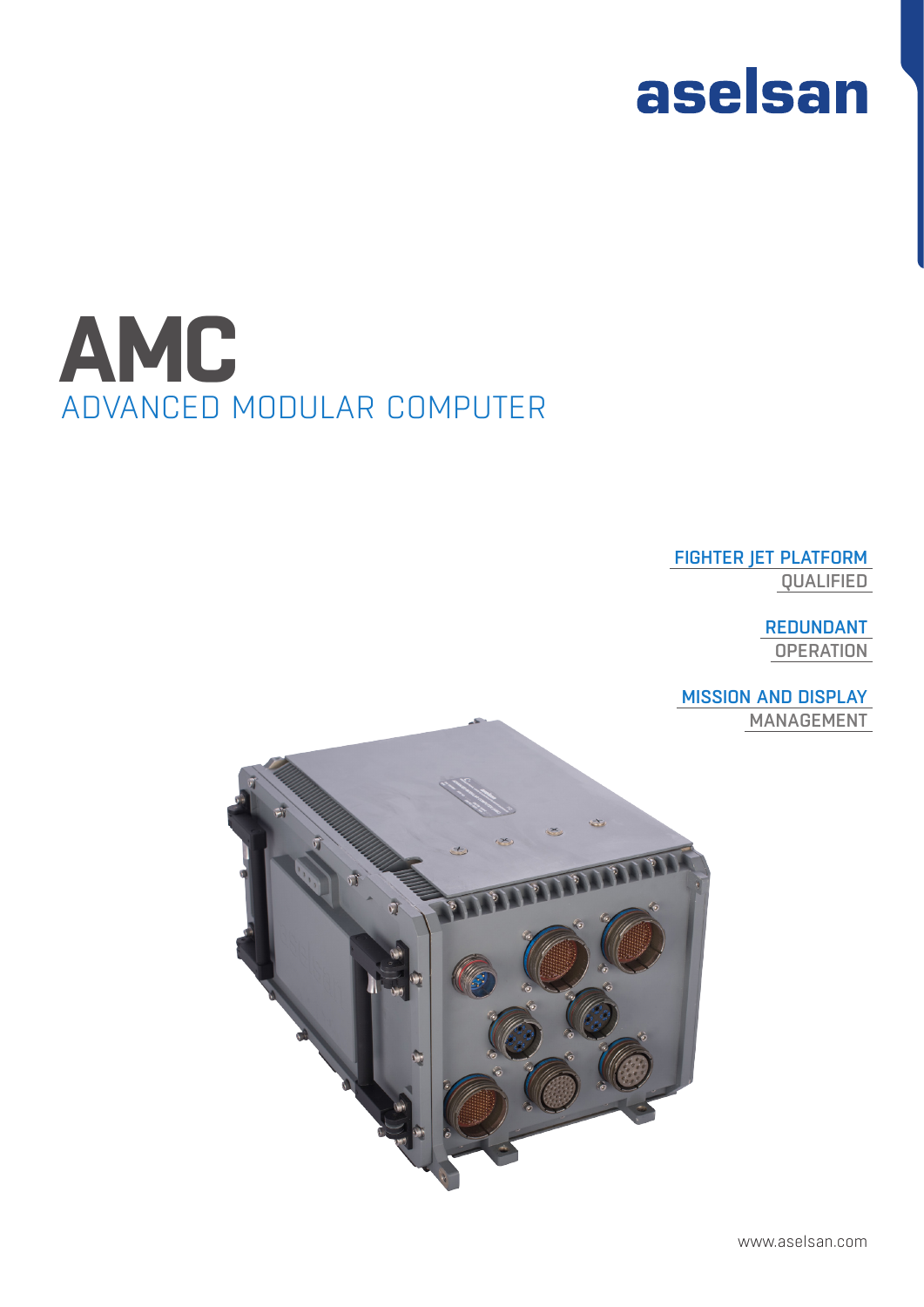aselsan

# AMC

## ADVANCED MODULAR COMPUTER

FIGHTER JET PLATFORM QUALIFIED

REDUNDANT OPERATION

MISSION AND DISPLAY MANAGEMENT

www.aselsan.com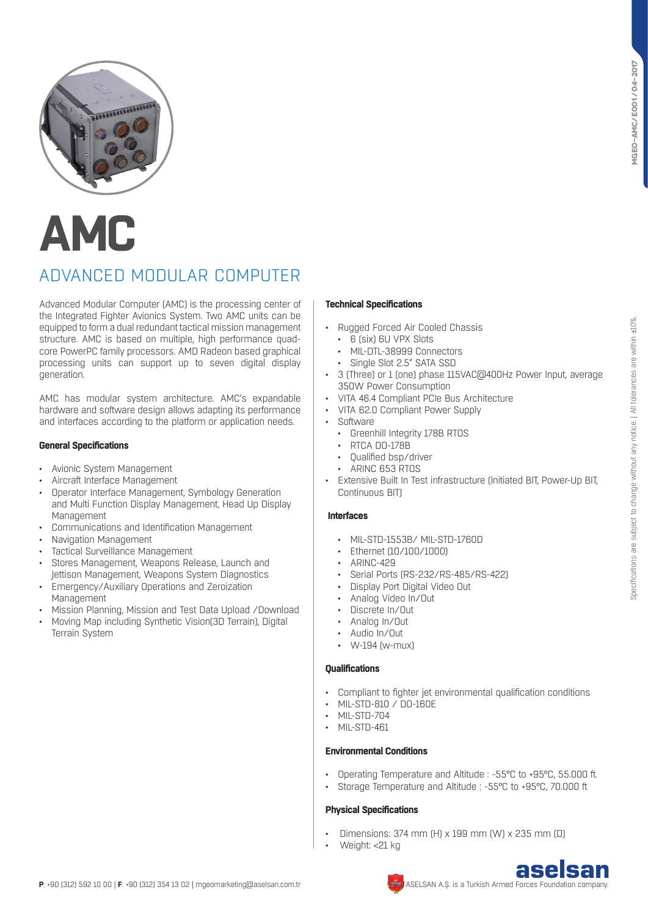# AMC

## ADVANCED MODULAR COMPUTER

Advanced Modular Computer (AMC) is the processing center of the Integrated Fighter Avionics System. Two AMC units can be equipped to form a dual redundant tactical mission management structure. AMC is based on multiple, high performance quad-core PowerPC family processors. AMD Radeon based graphical processing units can support up to seven digital display generation.

AMC has modular system architecture. AMC's expandable hardware and software design allows adapting its performance and interfaces according to the platform or application needs.

### General Specifications

- Avionic System Management
- Aircraft Interface Management
- Operator Interface Management, Symbology Generation and Multi Function Display Management, Head Up Display Management
- Communications and Identification Management
- Navigation Management
- Tactical Surveillance Management
- Stores Management, Weapons Release, Launch and Jettison Management, Weapons System Diagnostics
- Emergency/Auxiliary Operations and Zeroization Management
- Mission Planning, Mission and Test Data Upload /Download
- Moving Map including Synthetic Vision(3D Terrain), Digital Terrain System

### Technical Specifications

- Rugged Forced Air Cooled Chassis
  - 6 (six) 6U VPX Slots
  - MIL-DTL-38999 Connectors
  - Single Slot 2.5" SATA SSD
- 3 (Three) or 1 (one) phase 115VAC@400Hz Power Input, average 350W Power Consumption
- VITA 46.4 Compliant PCIe Bus Architecture
- VITA 62.0 Compliant Power Supply
- Software
  - Greenhill Integrity 178B RTOS
  - RTCA DO-178B
  - Qualified bsp/driver
  - ARINC 653 RTOS
- Extensive Built In Test infrastructure (Initiated BIT, Power-Up BIT, Continuous BIT)

### Interfaces

- MIL-STD-1553B/ MIL-STD-1760D
- Ethernet (10/100/1000)
- ARINC-429
- Serial Ports (RS-232/RS-485/RS-422)
- Display Port Digital Video Out
- Analog Video In/Out
- Discrete In/Out
- Analog In/Out
- Audio In/Out
- W-194 (w-mux)

### Qualifications

- Compliant to fighter jet environmental qualification conditions
- MIL-STD-810 / DO-160E
- MIL-STD-704
- MIL-STD-461

### Environmental Conditions

- Operating Temperature and Altitude : -55°C to +95°C, 55.000 ft.
- Storage Temperature and Altitude : -55°C to +95°C, 70.000 ft

### Physical Specifications

- Dimensions: 374 mm (H) x 199 mm (W) x 235 mm (D)
- Weight: <21 kg

MGEO-AMC/E001/04-2017

Specifications are subject to change without any notice. | All tolerances are within ±10%.

**P**: +90 (312) 592 10 00 | **F**: +90 (312) 354 13 02 | mgeomarketing@aselsan.com.tr

aselsan

ASELSAN A.Ş. is a Turkish Armed Forces Foundation company.